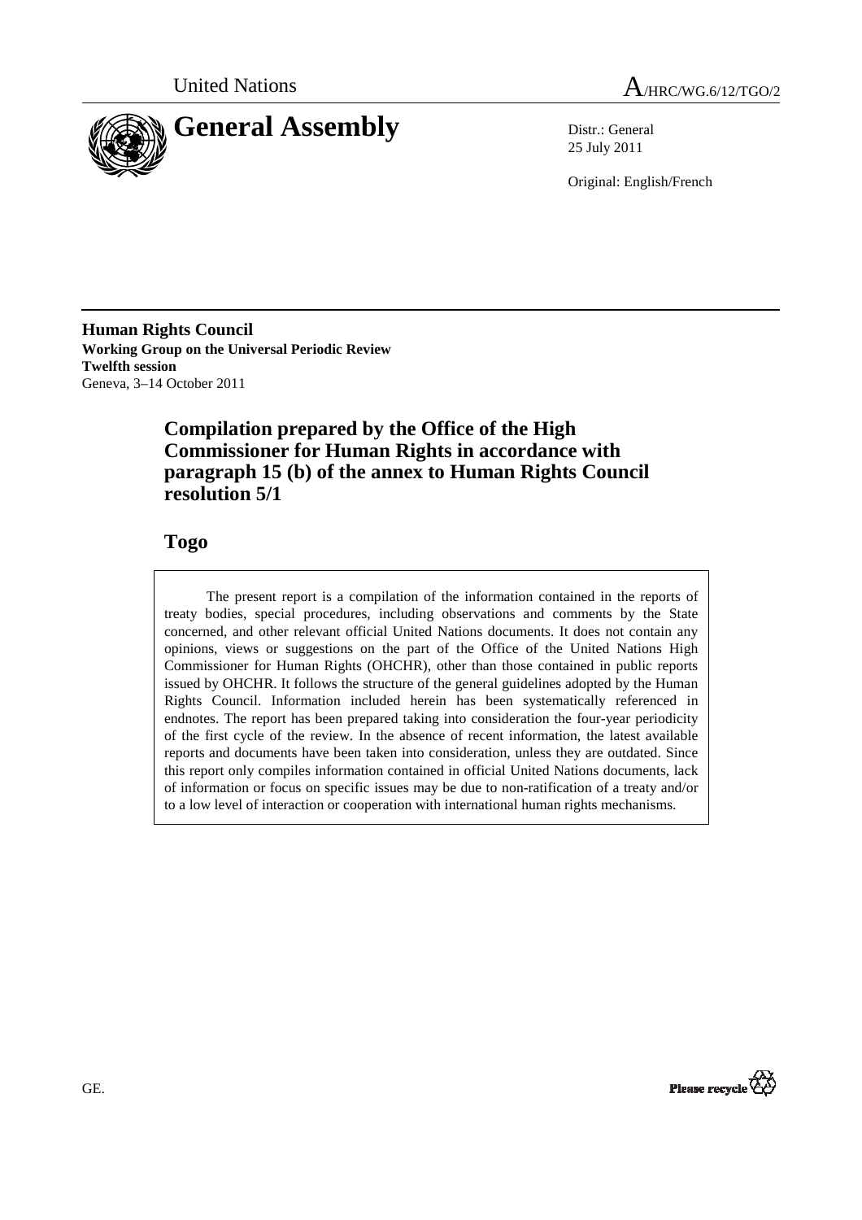United Nations

A/HRC/WG.6/12/TGO/2

# General Assembly

Distr.: General
25 July 2011

Original: English/French

**Human Rights Council**
**Working Group on the Universal Periodic Review**
**Twelfth session**
Geneva, 3–14 October 2011

## Compilation prepared by the Office of the High Commissioner for Human Rights in accordance with paragraph 15 (b) of the annex to Human Rights Council resolution 5/1

## Togo

The present report is a compilation of the information contained in the reports of treaty bodies, special procedures, including observations and comments by the State concerned, and other relevant official United Nations documents. It does not contain any opinions, views or suggestions on the part of the Office of the United Nations High Commissioner for Human Rights (OHCHR), other than those contained in public reports issued by OHCHR. It follows the structure of the general guidelines adopted by the Human Rights Council. Information included herein has been systematically referenced in endnotes. The report has been prepared taking into consideration the four-year periodicity of the first cycle of the review. In the absence of recent information, the latest available reports and documents have been taken into consideration, unless they are outdated. Since this report only compiles information contained in official United Nations documents, lack of information or focus on specific issues may be due to non-ratification of a treaty and/or to a low level of interaction or cooperation with international human rights mechanisms.

GE.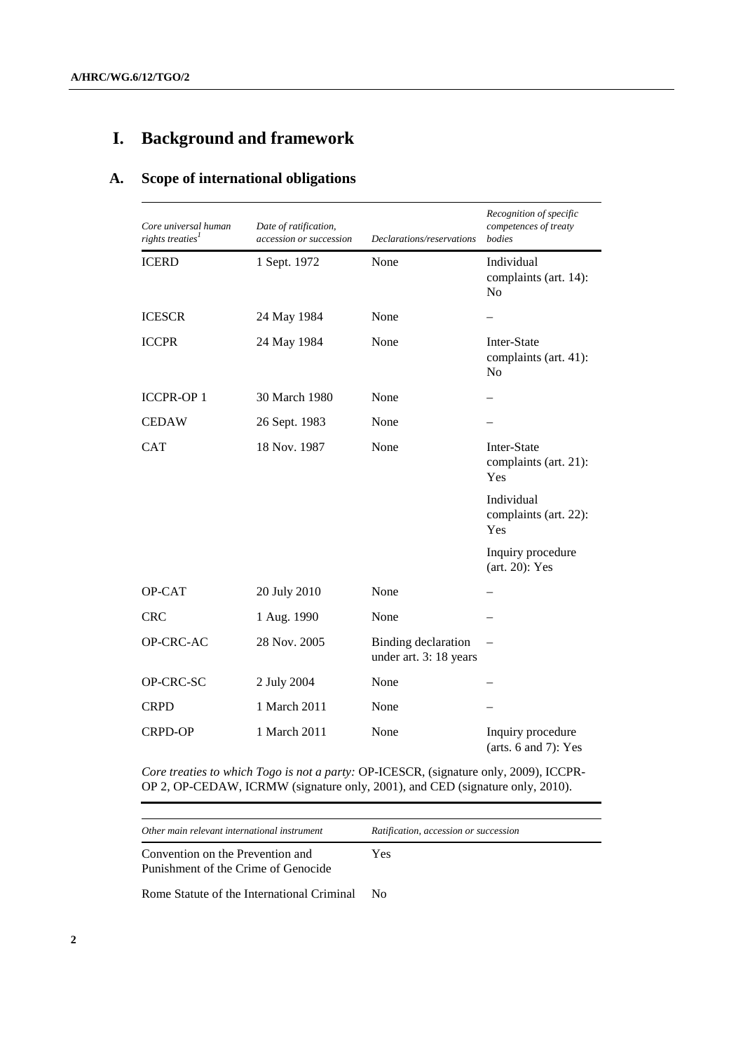# I. Background and framework

## A. Scope of international obligations

| *Core universal human rights treaties*[1] | *Date of ratification, accession or succession* | *Declarations/reservations* | *Recognition of specific competences of treaty bodies* |
|---|---|---|---|
| ICERD | 1 Sept. 1972 | None | Individual complaints (art. 14): No |
| ICESCR | 24 May 1984 | None | – |
| ICCPR | 24 May 1984 | None | Inter-State complaints (art. 41): No |
| ICCPR-OP 1 | 30 March 1980 | None | – |
| CEDAW | 26 Sept. 1983 | None | – |
| CAT | 18 Nov. 1987 | None | Inter-State complaints (art. 21): Yes |
| | | | Individual complaints (art. 22): Yes |
| | | | Inquiry procedure (art. 20): Yes |
| OP-CAT | 20 July 2010 | None | – |
| CRC | 1 Aug. 1990 | None | – |
| OP-CRC-AC | 28 Nov. 2005 | Binding declaration under art. 3: 18 years | – |
| OP-CRC-SC | 2 July 2004 | None | – |
| CRPD | 1 March 2011 | None | – |
| CRPD-OP | 1 March 2011 | None | Inquiry procedure (arts. 6 and 7): Yes |

*Core treaties to which Togo is not a party:* OP-ICESCR, (signature only, 2009), ICCPR-OP 2, OP-CEDAW, ICRMW (signature only, 2001), and CED (signature only, 2010).

| *Other main relevant international instrument* | *Ratification, accession or succession* |
|---|---|
| Convention on the Prevention and Punishment of the Crime of Genocide | Yes |
| Rome Statute of the International Criminal | No |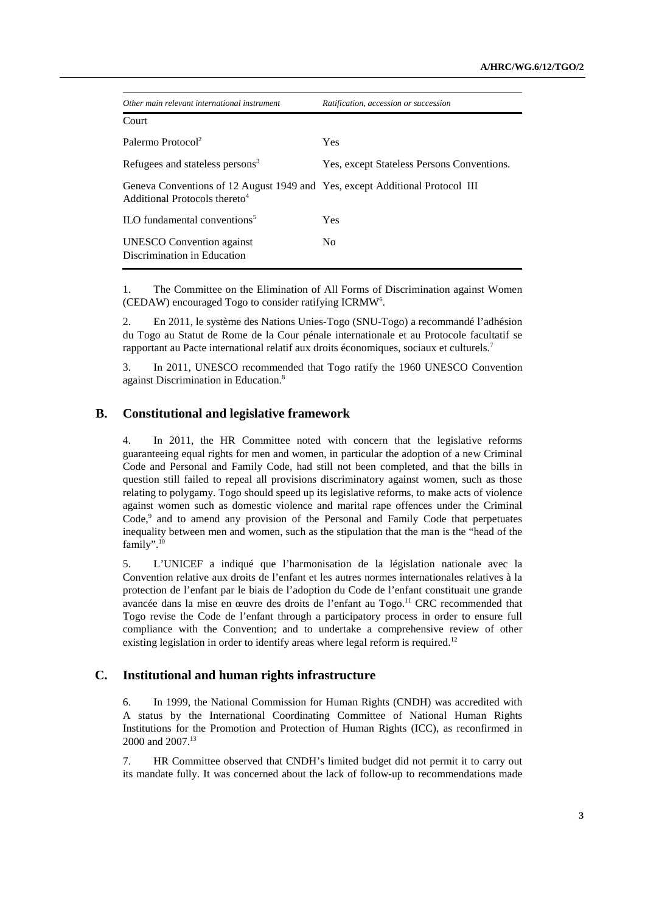| *Other main relevant international instrument* | *Ratification, accession or succession* |
|---|---|
| Court | |
| Palermo Protocol[2] | Yes |
| Refugees and stateless persons[3] | Yes, except Stateless Persons Conventions. |
| Geneva Conventions of 12 August 1949 and Additional Protocols thereto[4] | Yes, except Additional Protocol III |
| ILO fundamental conventions[5] | Yes |
| UNESCO Convention against Discrimination in Education | No |

1. The Committee on the Elimination of All Forms of Discrimination against Women (CEDAW) encouraged Togo to consider ratifying ICRMW[6].

2. En 2011, le système des Nations Unies-Togo (SNU-Togo) a recommandé l'adhésion du Togo au Statut de Rome de la Cour pénale internationale et au Protocole facultatif se rapportant au Pacte international relatif aux droits économiques, sociaux et culturels.[7]

3. In 2011, UNESCO recommended that Togo ratify the 1960 UNESCO Convention against Discrimination in Education.[8]

## B. Constitutional and legislative framework

4. In 2011, the HR Committee noted with concern that the legislative reforms guaranteeing equal rights for men and women, in particular the adoption of a new Criminal Code and Personal and Family Code, had still not been completed, and that the bills in question still failed to repeal all provisions discriminatory against women, such as those relating to polygamy. Togo should speed up its legislative reforms, to make acts of violence against women such as domestic violence and marital rape offences under the Criminal Code,[9] and to amend any provision of the Personal and Family Code that perpetuates inequality between men and women, such as the stipulation that the man is the "head of the family".[10]

5. L'UNICEF a indiqué que l'harmonisation de la législation nationale avec la Convention relative aux droits de l'enfant et les autres normes internationales relatives à la protection de l'enfant par le biais de l'adoption du Code de l'enfant constituait une grande avancée dans la mise en œuvre des droits de l'enfant au Togo.[11] CRC recommended that Togo revise the Code de l'enfant through a participatory process in order to ensure full compliance with the Convention; and to undertake a comprehensive review of other existing legislation in order to identify areas where legal reform is required.[12]

## C. Institutional and human rights infrastructure

6. In 1999, the National Commission for Human Rights (CNDH) was accredited with A status by the International Coordinating Committee of National Human Rights Institutions for the Promotion and Protection of Human Rights (ICC), as reconfirmed in 2000 and 2007.[13]

7. HR Committee observed that CNDH's limited budget did not permit it to carry out its mandate fully. It was concerned about the lack of follow-up to recommendations made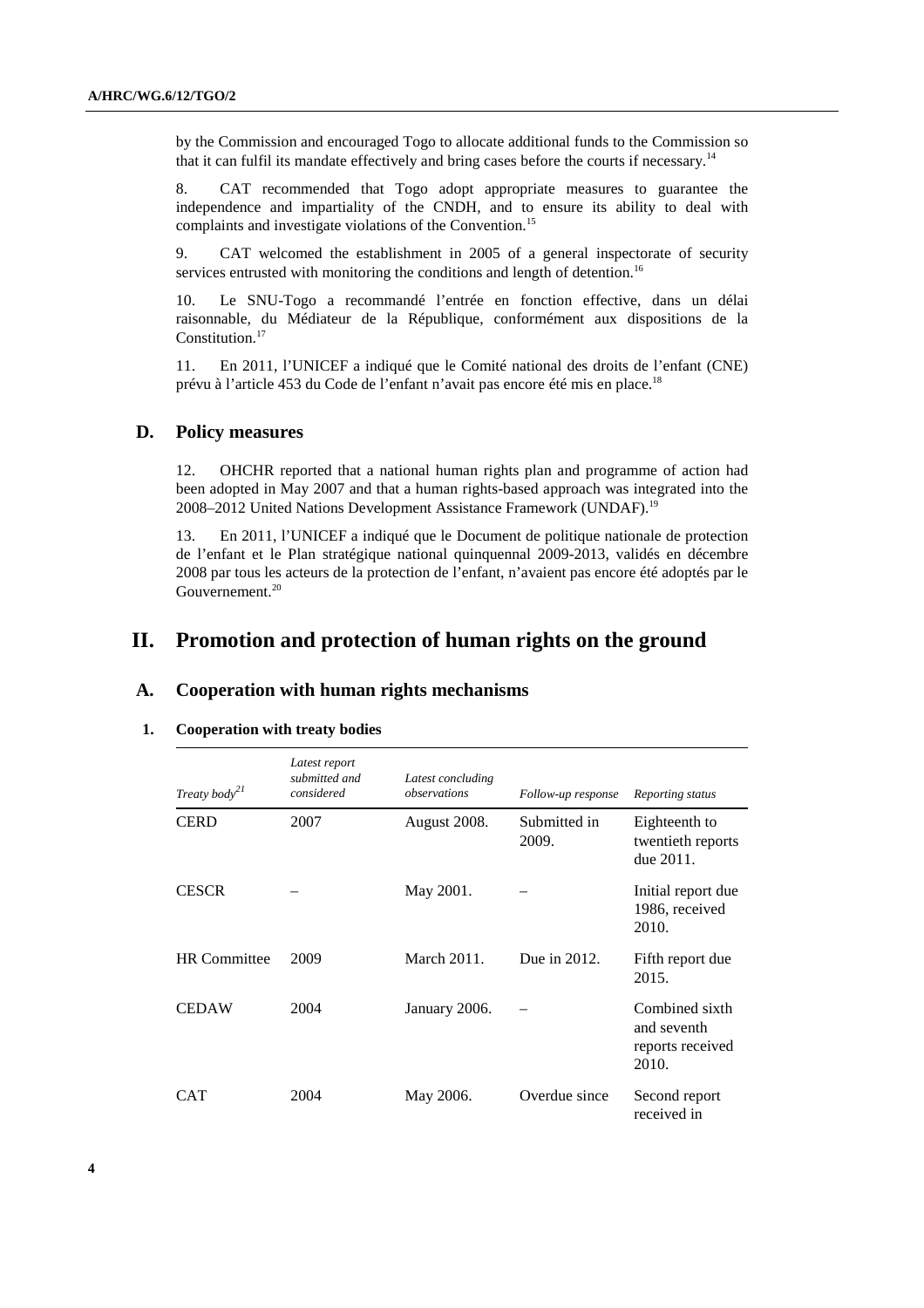by the Commission and encouraged Togo to allocate additional funds to the Commission so that it can fulfil its mandate effectively and bring cases before the courts if necessary.[14]

8. CAT recommended that Togo adopt appropriate measures to guarantee the independence and impartiality of the CNDH, and to ensure its ability to deal with complaints and investigate violations of the Convention.[15]

9. CAT welcomed the establishment in 2005 of a general inspectorate of security services entrusted with monitoring the conditions and length of detention.[16]

10. Le SNU-Togo a recommandé l'entrée en fonction effective, dans un délai raisonnable, du Médiateur de la République, conformément aux dispositions de la Constitution.[17]

11. En 2011, l'UNICEF a indiqué que le Comité national des droits de l'enfant (CNE) prévu à l'article 453 du Code de l'enfant n'avait pas encore été mis en place.[18]

## D. Policy measures

12. OHCHR reported that a national human rights plan and programme of action had been adopted in May 2007 and that a human rights-based approach was integrated into the 2008–2012 United Nations Development Assistance Framework (UNDAF).[19]

13. En 2011, l'UNICEF a indiqué que le Document de politique nationale de protection de l'enfant et le Plan stratégique national quinquennal 2009-2013, validés en décembre 2008 par tous les acteurs de la protection de l'enfant, n'avaient pas encore été adoptés par le Gouvernement.[20]

# II. Promotion and protection of human rights on the ground

## A. Cooperation with human rights mechanisms

### 1. Cooperation with treaty bodies

| *Treaty body*[21] | *Latest report submitted and considered* | *Latest concluding observations* | *Follow-up response* | *Reporting status* |
|---|---|---|---|---|
| CERD | 2007 | August 2008. | Submitted in 2009. | Eighteenth to twentieth reports due 2011. |
| CESCR | – | May 2001. | – | Initial report due 1986, received 2010. |
| HR Committee | 2009 | March 2011. | Due in 2012. | Fifth report due 2015. |
| CEDAW | 2004 | January 2006. | – | Combined sixth and seventh reports received 2010. |
| CAT | 2004 | May 2006. | Overdue since | Second report received in |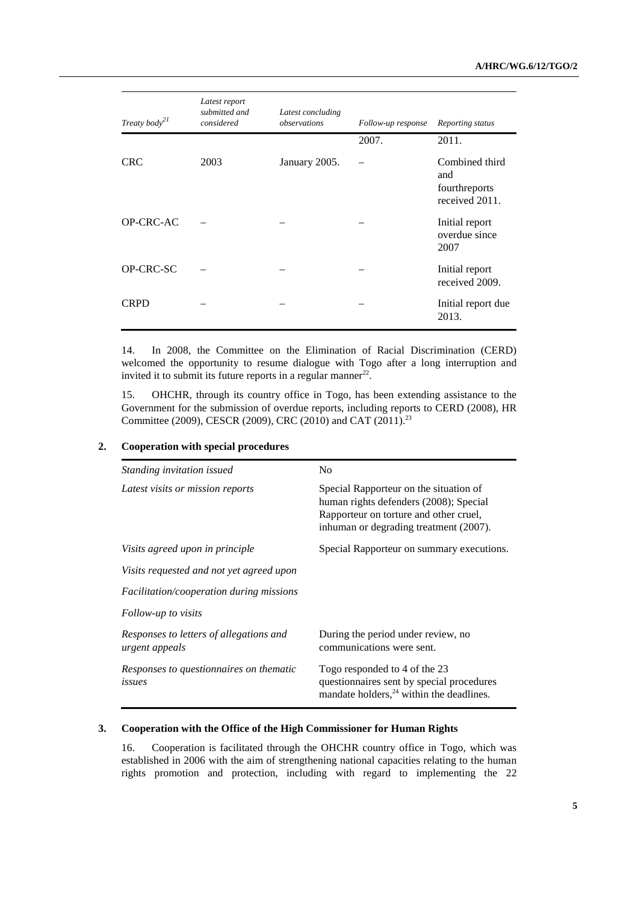| Treaty body[21] | Latest report submitted and considered | Latest concluding observations | Follow-up response | Reporting status |
|---|---|---|---|---|
| | | | 2007. | 2011. |
| CRC | 2003 | January 2005. | – | Combined third and fourthreports received 2011. |
| OP-CRC-AC | – | – | – | Initial report overdue since 2007 |
| OP-CRC-SC | – | – | – | Initial report received 2009. |
| CRPD | – | – | – | Initial report due 2013. |

14. In 2008, the Committee on the Elimination of Racial Discrimination (CERD) welcomed the opportunity to resume dialogue with Togo after a long interruption and invited it to submit its future reports in a regular manner[22].

15. OHCHR, through its country office in Togo, has been extending assistance to the Government for the submission of overdue reports, including reports to CERD (2008), HR Committee (2009), CESCR (2009), CRC (2010) and CAT (2011).[23]

## 2. Cooperation with special procedures

| | |
|---|---|
| *Standing invitation issued* | No |
| *Latest visits or mission reports* | Special Rapporteur on the situation of human rights defenders (2008); Special Rapporteur on torture and other cruel, inhuman or degrading treatment (2007). |
| *Visits agreed upon in principle* | Special Rapporteur on summary executions. |
| *Visits requested and not yet agreed upon* | |
| *Facilitation/cooperation during missions* | |
| *Follow-up to visits* | |
| *Responses to letters of allegations and urgent appeals* | During the period under review, no communications were sent. |
| *Responses to questionnaires on thematic issues* | Togo responded to 4 of the 23 questionnaires sent by special procedures mandate holders,[24] within the deadlines. |

## 3. Cooperation with the Office of the High Commissioner for Human Rights

16. Cooperation is facilitated through the OHCHR country office in Togo, which was established in 2006 with the aim of strengthening national capacities relating to the human rights promotion and protection, including with regard to implementing the 22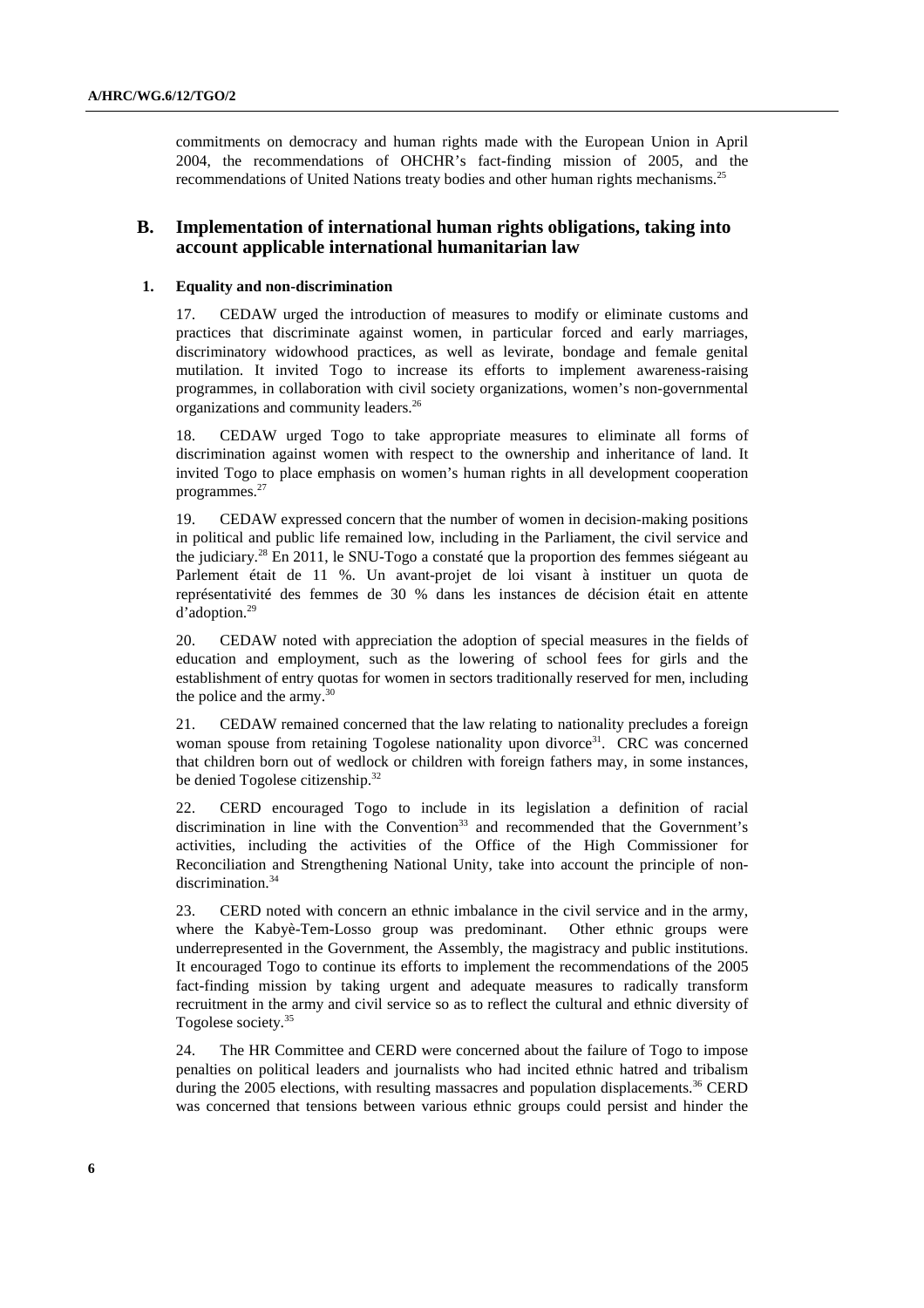commitments on democracy and human rights made with the European Union in April 2004, the recommendations of OHCHR's fact-finding mission of 2005, and the recommendations of United Nations treaty bodies and other human rights mechanisms.[25]

## B. Implementation of international human rights obligations, taking into account applicable international humanitarian law

### 1. Equality and non-discrimination

17. CEDAW urged the introduction of measures to modify or eliminate customs and practices that discriminate against women, in particular forced and early marriages, discriminatory widowhood practices, as well as levirate, bondage and female genital mutilation. It invited Togo to increase its efforts to implement awareness-raising programmes, in collaboration with civil society organizations, women's non-governmental organizations and community leaders.[26]

18. CEDAW urged Togo to take appropriate measures to eliminate all forms of discrimination against women with respect to the ownership and inheritance of land. It invited Togo to place emphasis on women's human rights in all development cooperation programmes.[27]

19. CEDAW expressed concern that the number of women in decision-making positions in political and public life remained low, including in the Parliament, the civil service and the judiciary.[28] En 2011, le SNU-Togo a constaté que la proportion des femmes siégeant au Parlement était de 11 %. Un avant-projet de loi visant à instituer un quota de représentativité des femmes de 30 % dans les instances de décision était en attente d'adoption.[29]

20. CEDAW noted with appreciation the adoption of special measures in the fields of education and employment, such as the lowering of school fees for girls and the establishment of entry quotas for women in sectors traditionally reserved for men, including the police and the army.[30]

21. CEDAW remained concerned that the law relating to nationality precludes a foreign woman spouse from retaining Togolese nationality upon divorce[31]. CRC was concerned that children born out of wedlock or children with foreign fathers may, in some instances, be denied Togolese citizenship.[32]

22. CERD encouraged Togo to include in its legislation a definition of racial discrimination in line with the Convention[33] and recommended that the Government's activities, including the activities of the Office of the High Commissioner for Reconciliation and Strengthening National Unity, take into account the principle of non-discrimination.[34]

23. CERD noted with concern an ethnic imbalance in the civil service and in the army, where the Kabyè-Tem-Losso group was predominant. Other ethnic groups were underrepresented in the Government, the Assembly, the magistracy and public institutions. It encouraged Togo to continue its efforts to implement the recommendations of the 2005 fact-finding mission by taking urgent and adequate measures to radically transform recruitment in the army and civil service so as to reflect the cultural and ethnic diversity of Togolese society.[35]

24. The HR Committee and CERD were concerned about the failure of Togo to impose penalties on political leaders and journalists who had incited ethnic hatred and tribalism during the 2005 elections, with resulting massacres and population displacements.[36] CERD was concerned that tensions between various ethnic groups could persist and hinder the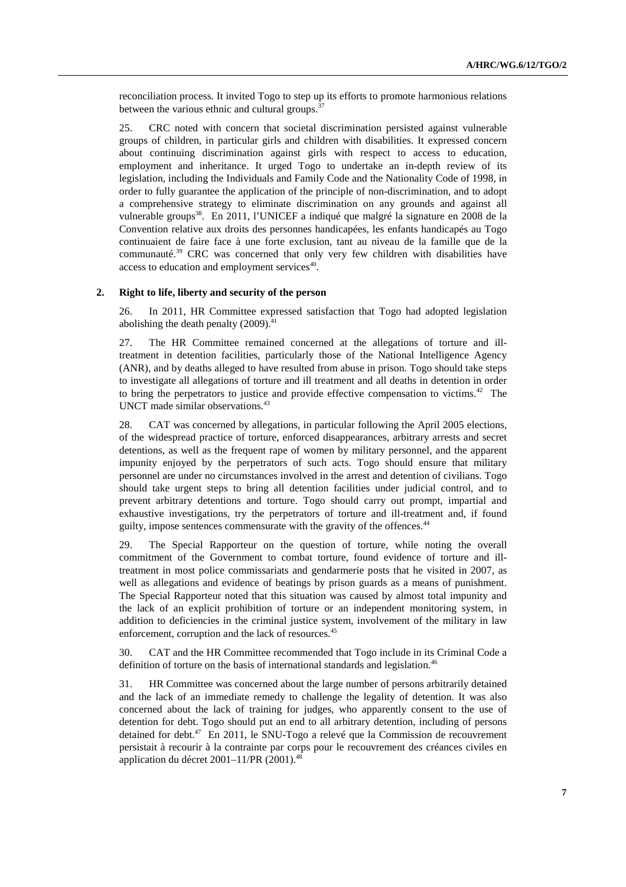reconciliation process. It invited Togo to step up its efforts to promote harmonious relations between the various ethnic and cultural groups.[37]

25. CRC noted with concern that societal discrimination persisted against vulnerable groups of children, in particular girls and children with disabilities. It expressed concern about continuing discrimination against girls with respect to access to education, employment and inheritance. It urged Togo to undertake an in-depth review of its legislation, including the Individuals and Family Code and the Nationality Code of 1998, in order to fully guarantee the application of the principle of non-discrimination, and to adopt a comprehensive strategy to eliminate discrimination on any grounds and against all vulnerable groups[38]. En 2011, l'UNICEF a indiqué que malgré la signature en 2008 de la Convention relative aux droits des personnes handicapées, les enfants handicapés au Togo continuaient de faire face à une forte exclusion, tant au niveau de la famille que de la communauté.[39] CRC was concerned that only very few children with disabilities have access to education and employment services[40].

### 2. Right to life, liberty and security of the person

26. In 2011, HR Committee expressed satisfaction that Togo had adopted legislation abolishing the death penalty (2009).[41]

27. The HR Committee remained concerned at the allegations of torture and ill-treatment in detention facilities, particularly those of the National Intelligence Agency (ANR), and by deaths alleged to have resulted from abuse in prison. Togo should take steps to investigate all allegations of torture and ill treatment and all deaths in detention in order to bring the perpetrators to justice and provide effective compensation to victims.[42] The UNCT made similar observations.[43]

28. CAT was concerned by allegations, in particular following the April 2005 elections, of the widespread practice of torture, enforced disappearances, arbitrary arrests and secret detentions, as well as the frequent rape of women by military personnel, and the apparent impunity enjoyed by the perpetrators of such acts. Togo should ensure that military personnel are under no circumstances involved in the arrest and detention of civilians. Togo should take urgent steps to bring all detention facilities under judicial control, and to prevent arbitrary detentions and torture. Togo should carry out prompt, impartial and exhaustive investigations, try the perpetrators of torture and ill-treatment and, if found guilty, impose sentences commensurate with the gravity of the offences.[44]

29. The Special Rapporteur on the question of torture, while noting the overall commitment of the Government to combat torture, found evidence of torture and ill-treatment in most police commissariats and gendarmerie posts that he visited in 2007, as well as allegations and evidence of beatings by prison guards as a means of punishment. The Special Rapporteur noted that this situation was caused by almost total impunity and the lack of an explicit prohibition of torture or an independent monitoring system, in addition to deficiencies in the criminal justice system, involvement of the military in law enforcement, corruption and the lack of resources.[45]

30. CAT and the HR Committee recommended that Togo include in its Criminal Code a definition of torture on the basis of international standards and legislation.[46]

31. HR Committee was concerned about the large number of persons arbitrarily detained and the lack of an immediate remedy to challenge the legality of detention. It was also concerned about the lack of training for judges, who apparently consent to the use of detention for debt. Togo should put an end to all arbitrary detention, including of persons detained for debt.[47] En 2011, le SNU-Togo a relevé que la Commission de recouvrement persistait à recourir à la contrainte par corps pour le recouvrement des créances civiles en application du décret 2001–11/PR (2001).[48]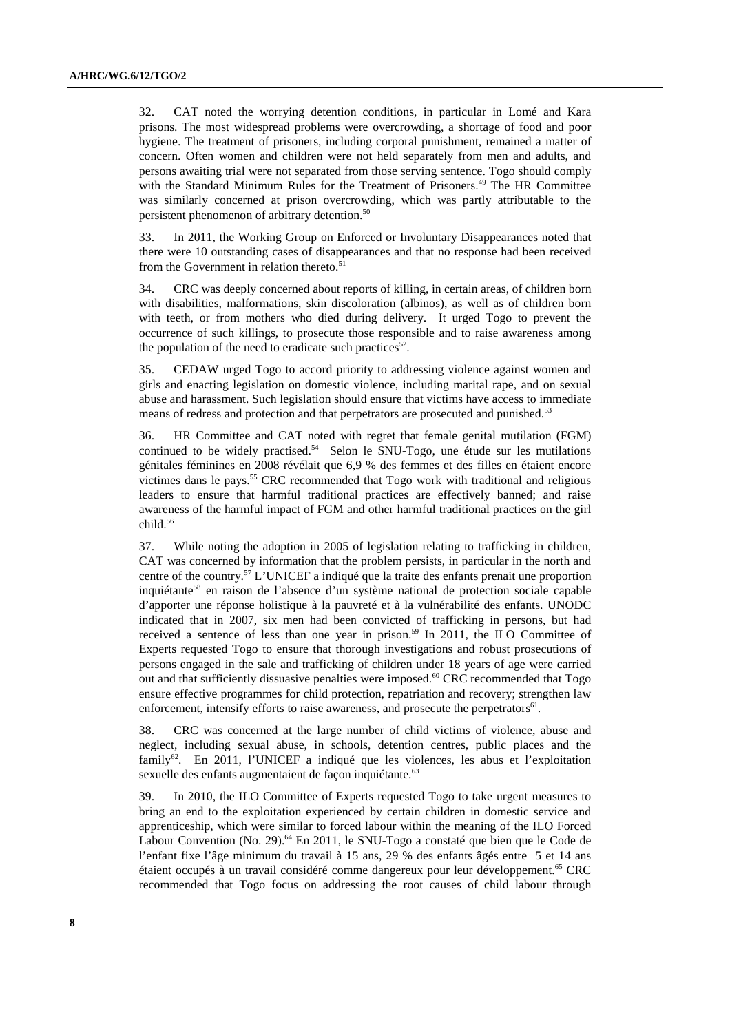32. CAT noted the worrying detention conditions, in particular in Lomé and Kara prisons. The most widespread problems were overcrowding, a shortage of food and poor hygiene. The treatment of prisoners, including corporal punishment, remained a matter of concern. Often women and children were not held separately from men and adults, and persons awaiting trial were not separated from those serving sentence. Togo should comply with the Standard Minimum Rules for the Treatment of Prisoners.[49] The HR Committee was similarly concerned at prison overcrowding, which was partly attributable to the persistent phenomenon of arbitrary detention.[50]

33. In 2011, the Working Group on Enforced or Involuntary Disappearances noted that there were 10 outstanding cases of disappearances and that no response had been received from the Government in relation thereto.[51]

34. CRC was deeply concerned about reports of killing, in certain areas, of children born with disabilities, malformations, skin discoloration (albinos), as well as of children born with teeth, or from mothers who died during delivery. It urged Togo to prevent the occurrence of such killings, to prosecute those responsible and to raise awareness among the population of the need to eradicate such practices[52].

35. CEDAW urged Togo to accord priority to addressing violence against women and girls and enacting legislation on domestic violence, including marital rape, and on sexual abuse and harassment. Such legislation should ensure that victims have access to immediate means of redress and protection and that perpetrators are prosecuted and punished.[53]

36. HR Committee and CAT noted with regret that female genital mutilation (FGM) continued to be widely practised.[54] Selon le SNU-Togo, une étude sur les mutilations génitales féminines en 2008 révélait que 6,9 % des femmes et des filles en étaient encore victimes dans le pays.[55] CRC recommended that Togo work with traditional and religious leaders to ensure that harmful traditional practices are effectively banned; and raise awareness of the harmful impact of FGM and other harmful traditional practices on the girl child.[56]

37. While noting the adoption in 2005 of legislation relating to trafficking in children, CAT was concerned by information that the problem persists, in particular in the north and centre of the country.[57] L'UNICEF a indiqué que la traite des enfants prenait une proportion inquiétante[58] en raison de l'absence d'un système national de protection sociale capable d'apporter une réponse holistique à la pauvreté et à la vulnérabilité des enfants. UNODC indicated that in 2007, six men had been convicted of trafficking in persons, but had received a sentence of less than one year in prison.[59] In 2011, the ILO Committee of Experts requested Togo to ensure that thorough investigations and robust prosecutions of persons engaged in the sale and trafficking of children under 18 years of age were carried out and that sufficiently dissuasive penalties were imposed.[60] CRC recommended that Togo ensure effective programmes for child protection, repatriation and recovery; strengthen law enforcement, intensify efforts to raise awareness, and prosecute the perpetrators[61].

38. CRC was concerned at the large number of child victims of violence, abuse and neglect, including sexual abuse, in schools, detention centres, public places and the family[62]. En 2011, l'UNICEF a indiqué que les violences, les abus et l'exploitation sexuelle des enfants augmentaient de façon inquiétante.[63]

39. In 2010, the ILO Committee of Experts requested Togo to take urgent measures to bring an end to the exploitation experienced by certain children in domestic service and apprenticeship, which were similar to forced labour within the meaning of the ILO Forced Labour Convention (No. 29).[64] En 2011, le SNU-Togo a constaté que bien que le Code de l'enfant fixe l'âge minimum du travail à 15 ans, 29 % des enfants âgés entre 5 et 14 ans étaient occupés à un travail considéré comme dangereux pour leur développement.[65] CRC recommended that Togo focus on addressing the root causes of child labour through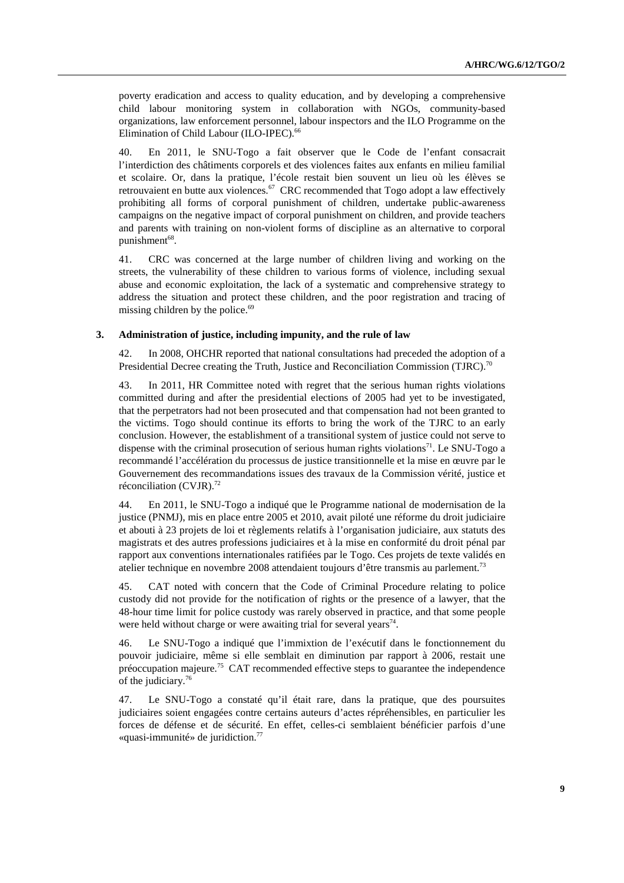poverty eradication and access to quality education, and by developing a comprehensive child labour monitoring system in collaboration with NGOs, community-based organizations, law enforcement personnel, labour inspectors and the ILO Programme on the Elimination of Child Labour (ILO-IPEC).[66]

40. En 2011, le SNU-Togo a fait observer que le Code de l'enfant consacrait l'interdiction des châtiments corporels et des violences faites aux enfants en milieu familial et scolaire. Or, dans la pratique, l'école restait bien souvent un lieu où les élèves se retrouvaient en butte aux violences.[67] CRC recommended that Togo adopt a law effectively prohibiting all forms of corporal punishment of children, undertake public-awareness campaigns on the negative impact of corporal punishment on children, and provide teachers and parents with training on non-violent forms of discipline as an alternative to corporal punishment[68].

41. CRC was concerned at the large number of children living and working on the streets, the vulnerability of these children to various forms of violence, including sexual abuse and economic exploitation, the lack of a systematic and comprehensive strategy to address the situation and protect these children, and the poor registration and tracing of missing children by the police.[69]

### 3. Administration of justice, including impunity, and the rule of law

42. In 2008, OHCHR reported that national consultations had preceded the adoption of a Presidential Decree creating the Truth, Justice and Reconciliation Commission (TJRC).[70]

43. In 2011, HR Committee noted with regret that the serious human rights violations committed during and after the presidential elections of 2005 had yet to be investigated, that the perpetrators had not been prosecuted and that compensation had not been granted to the victims. Togo should continue its efforts to bring the work of the TJRC to an early conclusion. However, the establishment of a transitional system of justice could not serve to dispense with the criminal prosecution of serious human rights violations[71]. Le SNU-Togo a recommandé l'accélération du processus de justice transitionnelle et la mise en œuvre par le Gouvernement des recommandations issues des travaux de la Commission vérité, justice et réconciliation (CVJR).[72]

44. En 2011, le SNU-Togo a indiqué que le Programme national de modernisation de la justice (PNMJ), mis en place entre 2005 et 2010, avait piloté une réforme du droit judiciaire et abouti à 23 projets de loi et règlements relatifs à l'organisation judiciaire, aux statuts des magistrats et des autres professions judiciaires et à la mise en conformité du droit pénal par rapport aux conventions internationales ratifiées par le Togo. Ces projets de texte validés en atelier technique en novembre 2008 attendaient toujours d'être transmis au parlement.[73]

45. CAT noted with concern that the Code of Criminal Procedure relating to police custody did not provide for the notification of rights or the presence of a lawyer, that the 48-hour time limit for police custody was rarely observed in practice, and that some people were held without charge or were awaiting trial for several years[74].

46. Le SNU-Togo a indiqué que l'immixtion de l'exécutif dans le fonctionnement du pouvoir judiciaire, même si elle semblait en diminution par rapport à 2006, restait une préoccupation majeure.[75] CAT recommended effective steps to guarantee the independence of the judiciary.[76]

47. Le SNU-Togo a constaté qu'il était rare, dans la pratique, que des poursuites judiciaires soient engagées contre certains auteurs d'actes répréhensibles, en particulier les forces de défense et de sécurité. En effet, celles-ci semblaient bénéficier parfois d'une «quasi-immunité» de juridiction.[77]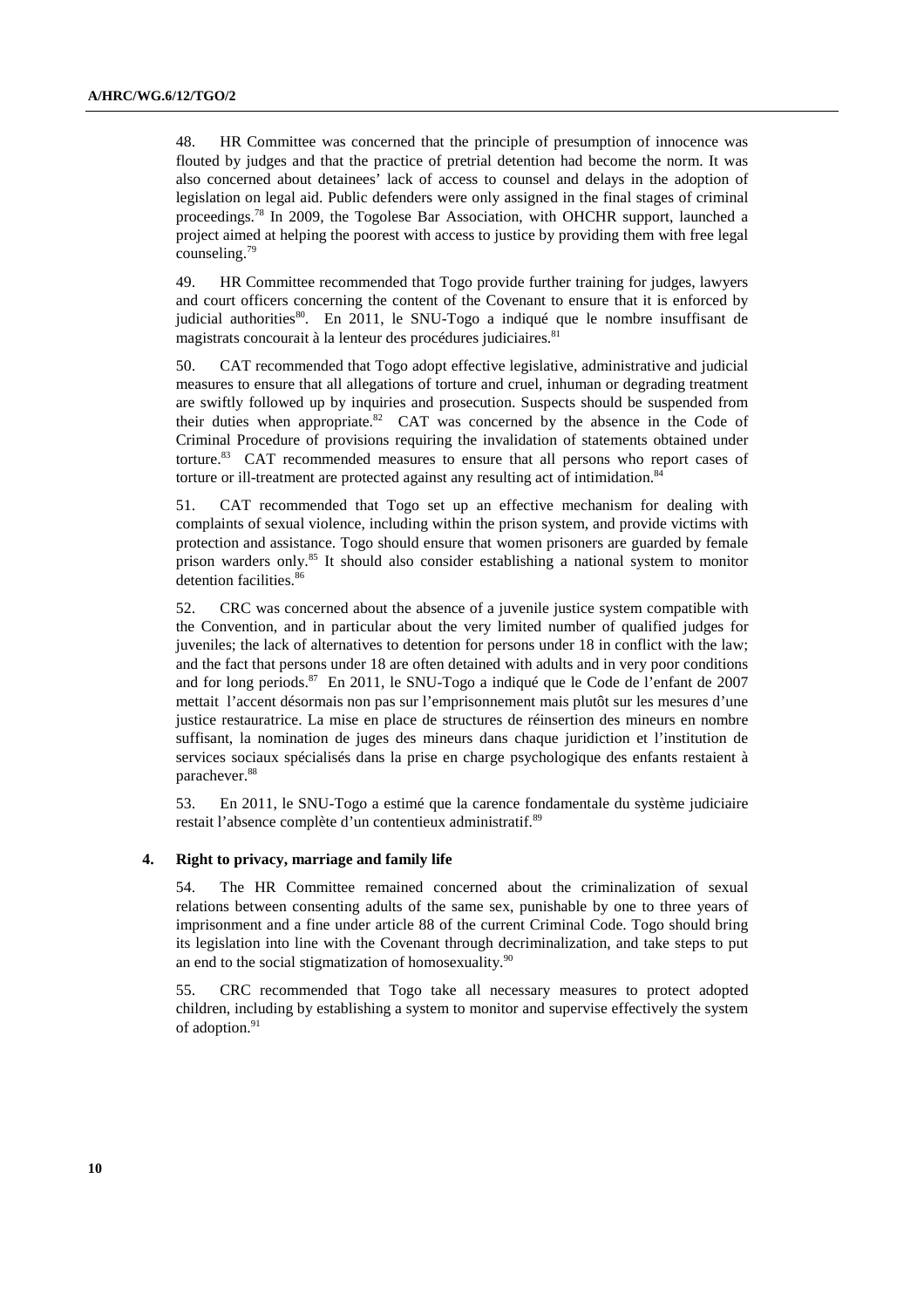48. HR Committee was concerned that the principle of presumption of innocence was flouted by judges and that the practice of pretrial detention had become the norm. It was also concerned about detainees' lack of access to counsel and delays in the adoption of legislation on legal aid. Public defenders were only assigned in the final stages of criminal proceedings.[78] In 2009, the Togolese Bar Association, with OHCHR support, launched a project aimed at helping the poorest with access to justice by providing them with free legal counseling.[79]

49. HR Committee recommended that Togo provide further training for judges, lawyers and court officers concerning the content of the Covenant to ensure that it is enforced by judicial authorities[80]. En 2011, le SNU-Togo a indiqué que le nombre insuffisant de magistrats concourait à la lenteur des procédures judiciaires.[81]

50. CAT recommended that Togo adopt effective legislative, administrative and judicial measures to ensure that all allegations of torture and cruel, inhuman or degrading treatment are swiftly followed up by inquiries and prosecution. Suspects should be suspended from their duties when appropriate.[82] CAT was concerned by the absence in the Code of Criminal Procedure of provisions requiring the invalidation of statements obtained under torture.[83] CAT recommended measures to ensure that all persons who report cases of torture or ill-treatment are protected against any resulting act of intimidation.[84]

51. CAT recommended that Togo set up an effective mechanism for dealing with complaints of sexual violence, including within the prison system, and provide victims with protection and assistance. Togo should ensure that women prisoners are guarded by female prison warders only.[85] It should also consider establishing a national system to monitor detention facilities.[86]

52. CRC was concerned about the absence of a juvenile justice system compatible with the Convention, and in particular about the very limited number of qualified judges for juveniles; the lack of alternatives to detention for persons under 18 in conflict with the law; and the fact that persons under 18 are often detained with adults and in very poor conditions and for long periods.[87] En 2011, le SNU-Togo a indiqué que le Code de l'enfant de 2007 mettait l'accent désormais non pas sur l'emprisonnement mais plutôt sur les mesures d'une justice restauratrice. La mise en place de structures de réinsertion des mineurs en nombre suffisant, la nomination de juges des mineurs dans chaque juridiction et l'institution de services sociaux spécialisés dans la prise en charge psychologique des enfants restaient à parachever.[88]

53. En 2011, le SNU-Togo a estimé que la carence fondamentale du système judiciaire restait l'absence complète d'un contentieux administratif.[89]

#### 4. Right to privacy, marriage and family life

54. The HR Committee remained concerned about the criminalization of sexual relations between consenting adults of the same sex, punishable by one to three years of imprisonment and a fine under article 88 of the current Criminal Code. Togo should bring its legislation into line with the Covenant through decriminalization, and take steps to put an end to the social stigmatization of homosexuality.[90]

55. CRC recommended that Togo take all necessary measures to protect adopted children, including by establishing a system to monitor and supervise effectively the system of adoption.[91]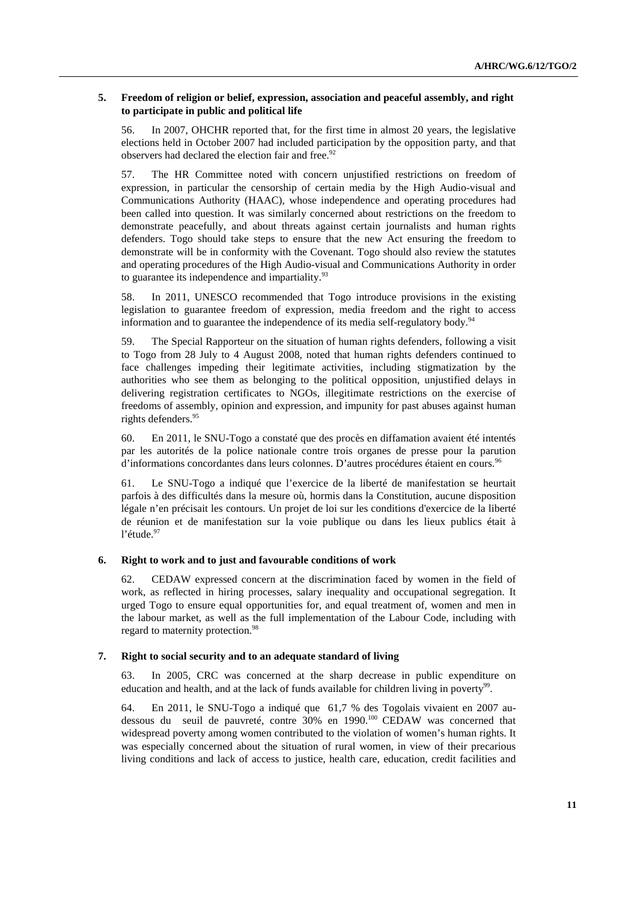### 5. Freedom of religion or belief, expression, association and peaceful assembly, and right to participate in public and political life

56. In 2007, OHCHR reported that, for the first time in almost 20 years, the legislative elections held in October 2007 had included participation by the opposition party, and that observers had declared the election fair and free.[92]

57. The HR Committee noted with concern unjustified restrictions on freedom of expression, in particular the censorship of certain media by the High Audio-visual and Communications Authority (HAAC), whose independence and operating procedures had been called into question. It was similarly concerned about restrictions on the freedom to demonstrate peacefully, and about threats against certain journalists and human rights defenders. Togo should take steps to ensure that the new Act ensuring the freedom to demonstrate will be in conformity with the Covenant. Togo should also review the statutes and operating procedures of the High Audio-visual and Communications Authority in order to guarantee its independence and impartiality.[93]

58. In 2011, UNESCO recommended that Togo introduce provisions in the existing legislation to guarantee freedom of expression, media freedom and the right to access information and to guarantee the independence of its media self-regulatory body.[94]

59. The Special Rapporteur on the situation of human rights defenders, following a visit to Togo from 28 July to 4 August 2008, noted that human rights defenders continued to face challenges impeding their legitimate activities, including stigmatization by the authorities who see them as belonging to the political opposition, unjustified delays in delivering registration certificates to NGOs, illegitimate restrictions on the exercise of freedoms of assembly, opinion and expression, and impunity for past abuses against human rights defenders.[95]

60. En 2011, le SNU-Togo a constaté que des procès en diffamation avaient été intentés par les autorités de la police nationale contre trois organes de presse pour la parution d'informations concordantes dans leurs colonnes. D'autres procédures étaient en cours.[96]

61. Le SNU-Togo a indiqué que l'exercice de la liberté de manifestation se heurtait parfois à des difficultés dans la mesure où, hormis dans la Constitution, aucune disposition légale n'en précisait les contours. Un projet de loi sur les conditions d'exercice de la liberté de réunion et de manifestation sur la voie publique ou dans les lieux publics était à l'étude.[97]

### 6. Right to work and to just and favourable conditions of work

62. CEDAW expressed concern at the discrimination faced by women in the field of work, as reflected in hiring processes, salary inequality and occupational segregation. It urged Togo to ensure equal opportunities for, and equal treatment of, women and men in the labour market, as well as the full implementation of the Labour Code, including with regard to maternity protection.[98]

### 7. Right to social security and to an adequate standard of living

63. In 2005, CRC was concerned at the sharp decrease in public expenditure on education and health, and at the lack of funds available for children living in poverty[99].

64. En 2011, le SNU-Togo a indiqué que 61,7 % des Togolais vivaient en 2007 au-dessous du seuil de pauvreté, contre 30% en 1990.[100] CEDAW was concerned that widespread poverty among women contributed to the violation of women's human rights. It was especially concerned about the situation of rural women, in view of their precarious living conditions and lack of access to justice, health care, education, credit facilities and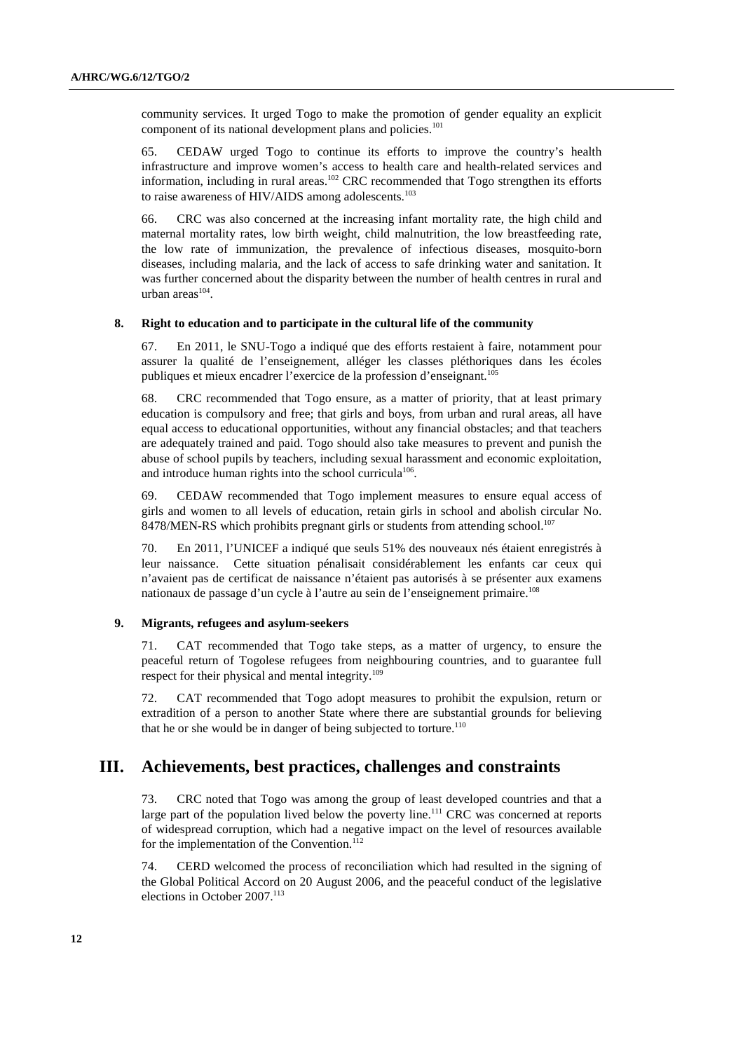community services. It urged Togo to make the promotion of gender equality an explicit component of its national development plans and policies.[101]

65. CEDAW urged Togo to continue its efforts to improve the country's health infrastructure and improve women's access to health care and health-related services and information, including in rural areas.[102] CRC recommended that Togo strengthen its efforts to raise awareness of HIV/AIDS among adolescents.[103]

66. CRC was also concerned at the increasing infant mortality rate, the high child and maternal mortality rates, low birth weight, child malnutrition, the low breastfeeding rate, the low rate of immunization, the prevalence of infectious diseases, mosquito-born diseases, including malaria, and the lack of access to safe drinking water and sanitation. It was further concerned about the disparity between the number of health centres in rural and urban areas[104].

### 8. Right to education and to participate in the cultural life of the community

67. En 2011, le SNU-Togo a indiqué que des efforts restaient à faire, notamment pour assurer la qualité de l'enseignement, alléger les classes pléthoriques dans les écoles publiques et mieux encadrer l'exercice de la profession d'enseignant.[105]

68. CRC recommended that Togo ensure, as a matter of priority, that at least primary education is compulsory and free; that girls and boys, from urban and rural areas, all have equal access to educational opportunities, without any financial obstacles; and that teachers are adequately trained and paid. Togo should also take measures to prevent and punish the abuse of school pupils by teachers, including sexual harassment and economic exploitation, and introduce human rights into the school curricula[106].

69. CEDAW recommended that Togo implement measures to ensure equal access of girls and women to all levels of education, retain girls in school and abolish circular No. 8478/MEN-RS which prohibits pregnant girls or students from attending school.[107]

70. En 2011, l'UNICEF a indiqué que seuls 51% des nouveaux nés étaient enregistrés à leur naissance. Cette situation pénalisait considérablement les enfants car ceux qui n'avaient pas de certificat de naissance n'étaient pas autorisés à se présenter aux examens nationaux de passage d'un cycle à l'autre au sein de l'enseignement primaire.[108]

### 9. Migrants, refugees and asylum-seekers

71. CAT recommended that Togo take steps, as a matter of urgency, to ensure the peaceful return of Togolese refugees from neighbouring countries, and to guarantee full respect for their physical and mental integrity.[109]

72. CAT recommended that Togo adopt measures to prohibit the expulsion, return or extradition of a person to another State where there are substantial grounds for believing that he or she would be in danger of being subjected to torture.[110]

## III. Achievements, best practices, challenges and constraints

73. CRC noted that Togo was among the group of least developed countries and that a large part of the population lived below the poverty line.[111] CRC was concerned at reports of widespread corruption, which had a negative impact on the level of resources available for the implementation of the Convention.[112]

74. CERD welcomed the process of reconciliation which had resulted in the signing of the Global Political Accord on 20 August 2006, and the peaceful conduct of the legislative elections in October 2007.[113]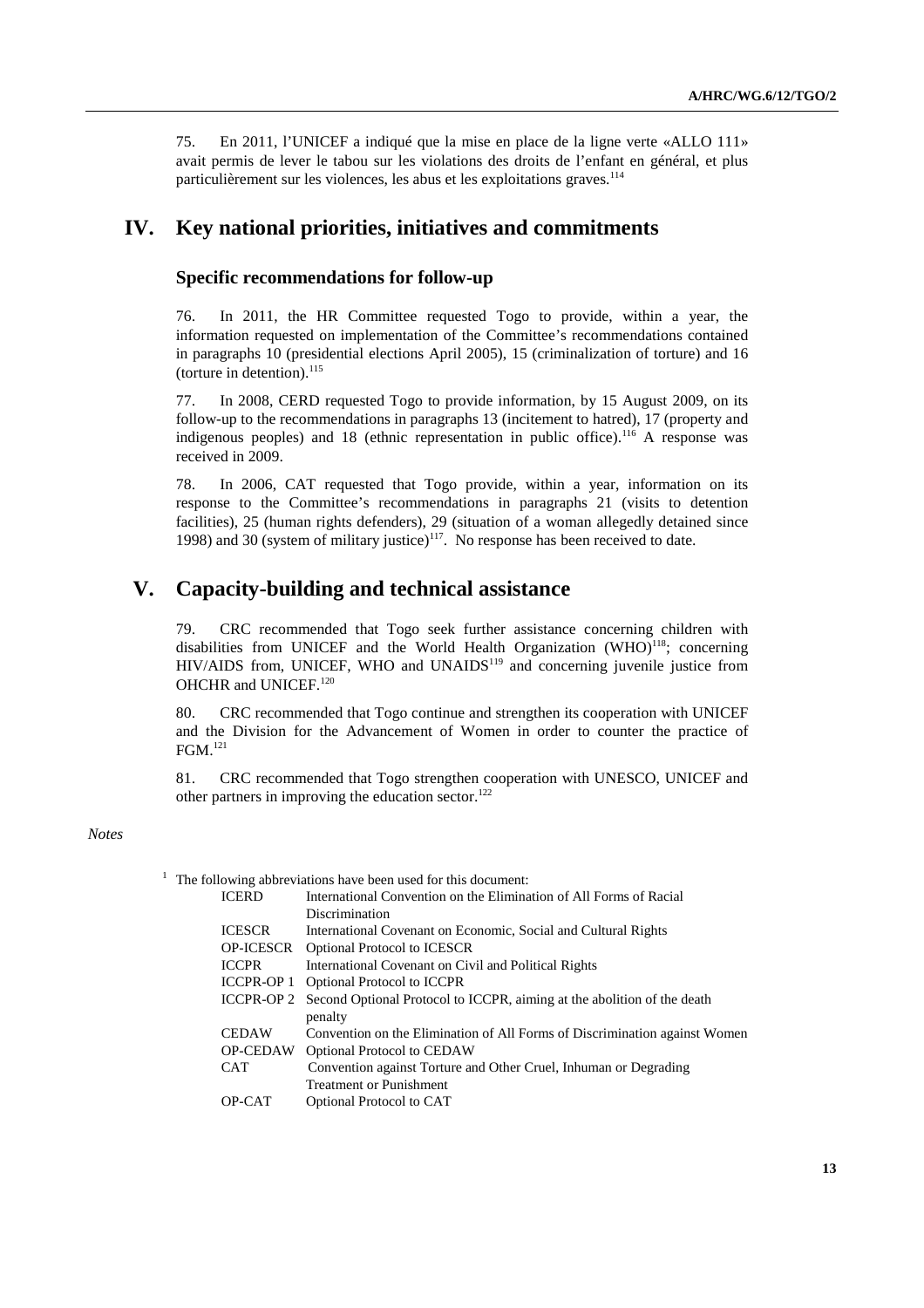75. En 2011, l'UNICEF a indiqué que la mise en place de la ligne verte «ALLO 111» avait permis de lever le tabou sur les violations des droits de l'enfant en général, et plus particulièrement sur les violences, les abus et les exploitations graves.[114]

# IV. Key national priorities, initiatives and commitments

## Specific recommendations for follow-up

76. In 2011, the HR Committee requested Togo to provide, within a year, the information requested on implementation of the Committee's recommendations contained in paragraphs 10 (presidential elections April 2005), 15 (criminalization of torture) and 16 (torture in detention).[115]

77. In 2008, CERD requested Togo to provide information, by 15 August 2009, on its follow-up to the recommendations in paragraphs 13 (incitement to hatred), 17 (property and indigenous peoples) and 18 (ethnic representation in public office).[116] A response was received in 2009.

78. In 2006, CAT requested that Togo provide, within a year, information on its response to the Committee's recommendations in paragraphs 21 (visits to detention facilities), 25 (human rights defenders), 29 (situation of a woman allegedly detained since 1998) and 30 (system of military justice)[117]. No response has been received to date.

# V. Capacity-building and technical assistance

79. CRC recommended that Togo seek further assistance concerning children with disabilities from UNICEF and the World Health Organization (WHO)[118]; concerning HIV/AIDS from, UNICEF, WHO and UNAIDS[119] and concerning juvenile justice from OHCHR and UNICEF.[120]

80. CRC recommended that Togo continue and strengthen its cooperation with UNICEF and the Division for the Advancement of Women in order to counter the practice of FGM.[121]

81. CRC recommended that Togo strengthen cooperation with UNESCO, UNICEF and other partners in improving the education sector.[122]

*Notes*

[1] The following abbreviations have been used for this document:

| | |
|---|---|
| ICERD | International Convention on the Elimination of All Forms of Racial Discrimination |
| ICESCR | International Covenant on Economic, Social and Cultural Rights |
| OP-ICESCR | Optional Protocol to ICESCR |
| ICCPR | International Covenant on Civil and Political Rights |
| ICCPR-OP 1 | Optional Protocol to ICCPR |
| ICCPR-OP 2 | Second Optional Protocol to ICCPR, aiming at the abolition of the death penalty |
| CEDAW | Convention on the Elimination of All Forms of Discrimination against Women |
| OP-CEDAW | Optional Protocol to CEDAW |
| CAT | Convention against Torture and Other Cruel, Inhuman or Degrading Treatment or Punishment |
| OP-CAT | Optional Protocol to CAT |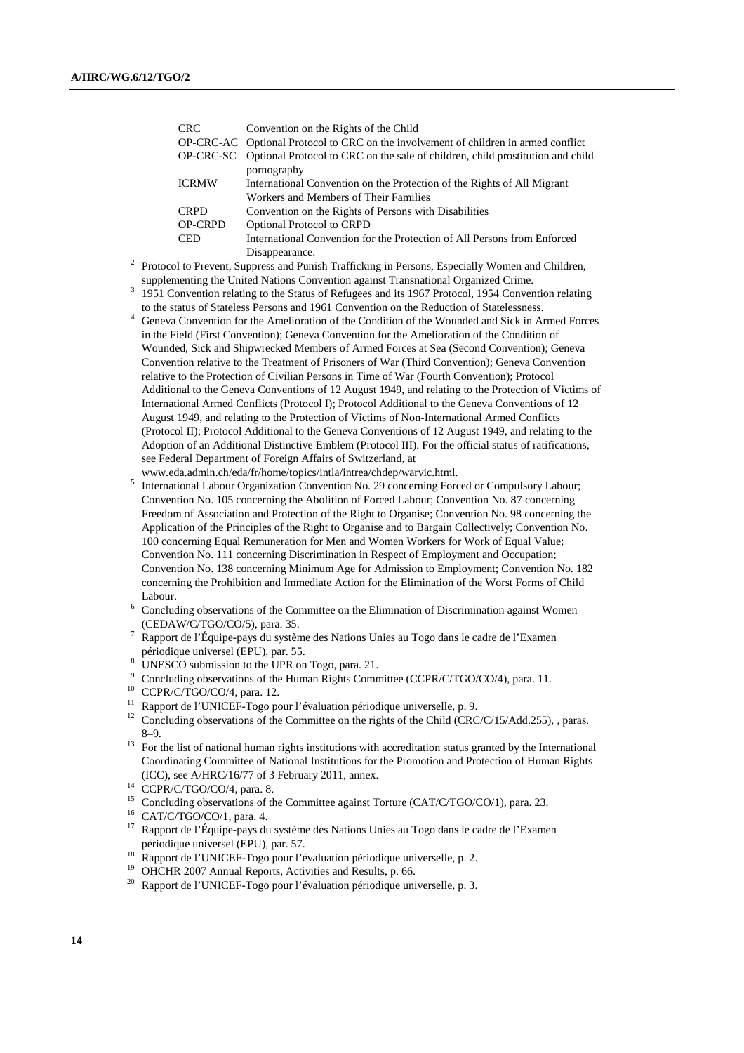| | |
|---|---|
| CRC | Convention on the Rights of the Child |
| OP-CRC-AC | Optional Protocol to CRC on the involvement of children in armed conflict |
| OP-CRC-SC | Optional Protocol to CRC on the sale of children, child prostitution and child pornography |
| ICRMW | International Convention on the Protection of the Rights of All Migrant Workers and Members of Their Families |
| CRPD | Convention on the Rights of Persons with Disabilities |
| OP-CRPD | Optional Protocol to CRPD |
| CED | International Convention for the Protection of All Persons from Enforced Disappearance. |

[2] Protocol to Prevent, Suppress and Punish Trafficking in Persons, Especially Women and Children, supplementing the United Nations Convention against Transnational Organized Crime.

[3] 1951 Convention relating to the Status of Refugees and its 1967 Protocol, 1954 Convention relating to the status of Stateless Persons and 1961 Convention on the Reduction of Statelessness.

[4] Geneva Convention for the Amelioration of the Condition of the Wounded and Sick in Armed Forces in the Field (First Convention); Geneva Convention for the Amelioration of the Condition of Wounded, Sick and Shipwrecked Members of Armed Forces at Sea (Second Convention); Geneva Convention relative to the Treatment of Prisoners of War (Third Convention); Geneva Convention relative to the Protection of Civilian Persons in Time of War (Fourth Convention); Protocol Additional to the Geneva Conventions of 12 August 1949, and relating to the Protection of Victims of International Armed Conflicts (Protocol I); Protocol Additional to the Geneva Conventions of 12 August 1949, and relating to the Protection of Victims of Non-International Armed Conflicts (Protocol II); Protocol Additional to the Geneva Conventions of 12 August 1949, and relating to the Adoption of an Additional Distinctive Emblem (Protocol III). For the official status of ratifications, see Federal Department of Foreign Affairs of Switzerland, at www.eda.admin.ch/eda/fr/home/topics/intla/intrea/chdep/warvic.html.

[5] International Labour Organization Convention No. 29 concerning Forced or Compulsory Labour; Convention No. 105 concerning the Abolition of Forced Labour; Convention No. 87 concerning Freedom of Association and Protection of the Right to Organise; Convention No. 98 concerning the Application of the Principles of the Right to Organise and to Bargain Collectively; Convention No. 100 concerning Equal Remuneration for Men and Women Workers for Work of Equal Value; Convention No. 111 concerning Discrimination in Respect of Employment and Occupation; Convention No. 138 concerning Minimum Age for Admission to Employment; Convention No. 182 concerning the Prohibition and Immediate Action for the Elimination of the Worst Forms of Child Labour.

[6] Concluding observations of the Committee on the Elimination of Discrimination against Women (CEDAW/C/TGO/CO/5), para. 35.

[7] Rapport de l'Équipe-pays du système des Nations Unies au Togo dans le cadre de l'Examen périodique universel (EPU), par. 55.

[8] UNESCO submission to the UPR on Togo, para. 21.

[9] Concluding observations of the Human Rights Committee (CCPR/C/TGO/CO/4), para. 11.

[10] CCPR/C/TGO/CO/4, para. 12.

[11] Rapport de l'UNICEF-Togo pour l'évaluation périodique universelle, p. 9.

[12] Concluding observations of the Committee on the rights of the Child (CRC/C/15/Add.255), , paras. 8–9.

[13] For the list of national human rights institutions with accreditation status granted by the International Coordinating Committee of National Institutions for the Promotion and Protection of Human Rights (ICC), see A/HRC/16/77 of 3 February 2011, annex.

[14] CCPR/C/TGO/CO/4, para. 8.

[15] Concluding observations of the Committee against Torture (CAT/C/TGO/CO/1), para. 23.

[16] CAT/C/TGO/CO/1, para. 4.

[17] Rapport de l'Équipe-pays du système des Nations Unies au Togo dans le cadre de l'Examen périodique universel (EPU), par. 57.

[18] Rapport de l'UNICEF-Togo pour l'évaluation périodique universelle, p. 2.

[19] OHCHR 2007 Annual Reports, Activities and Results, p. 66.

[20] Rapport de l'UNICEF-Togo pour l'évaluation périodique universelle, p. 3.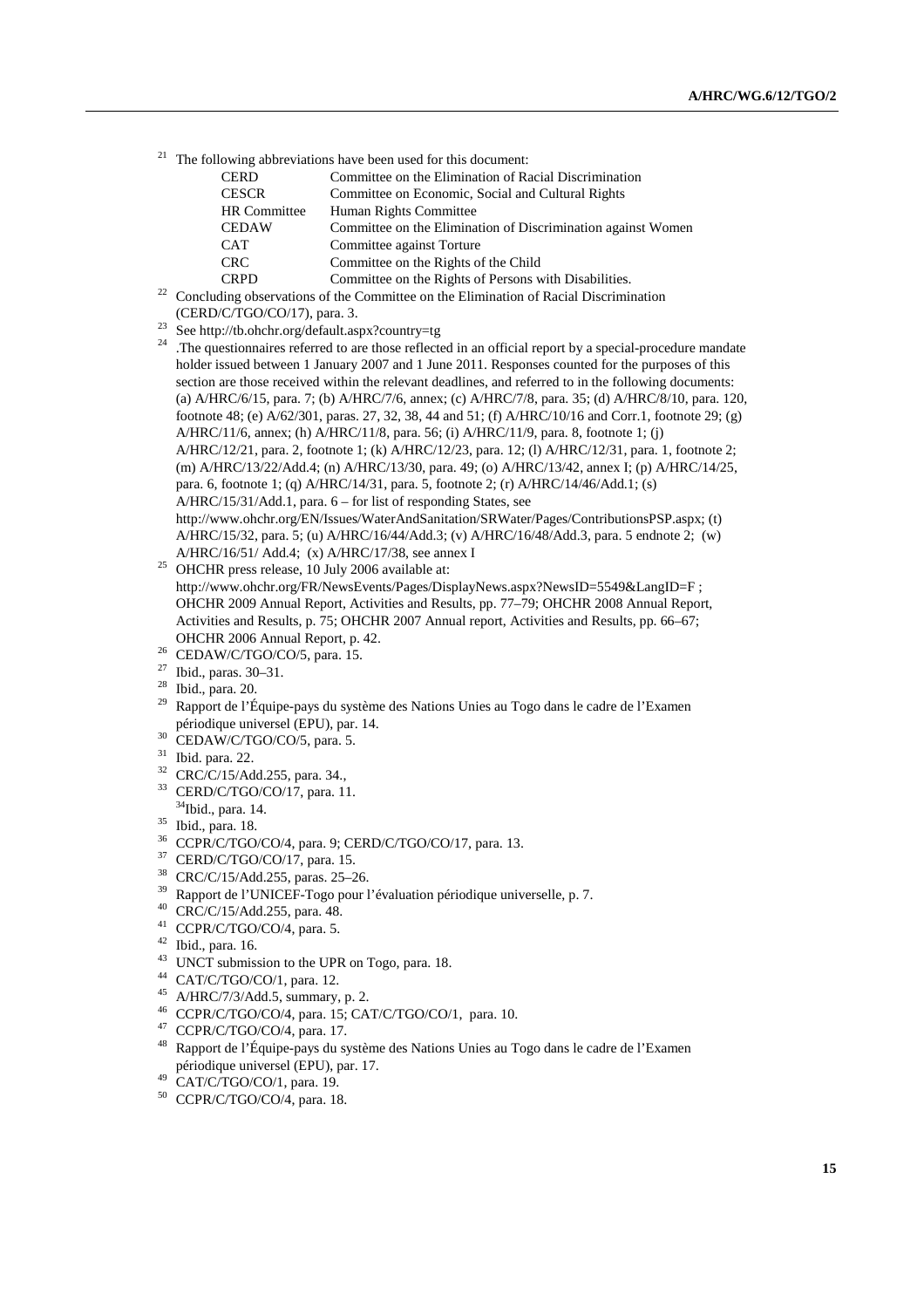[21] The following abbreviations have been used for this document:

| | |
|---|---|
| CERD | Committee on the Elimination of Racial Discrimination |
| CESCR | Committee on Economic, Social and Cultural Rights |
| HR Committee | Human Rights Committee |
| CEDAW | Committee on the Elimination of Discrimination against Women |
| CAT | Committee against Torture |
| CRC | Committee on the Rights of the Child |
| CRPD | Committee on the Rights of Persons with Disabilities. |

[22] Concluding observations of the Committee on the Elimination of Racial Discrimination (CERD/C/TGO/CO/17), para. 3.

[23] See http://tb.ohchr.org/default.aspx?country=tg

[24] .The questionnaires referred to are those reflected in an official report by a special-procedure mandate holder issued between 1 January 2007 and 1 June 2011. Responses counted for the purposes of this section are those received within the relevant deadlines, and referred to in the following documents: (a) A/HRC/6/15, para. 7; (b) A/HRC/7/6, annex; (c) A/HRC/7/8, para. 35; (d) A/HRC/8/10, para. 120, footnote 48; (e) A/62/301, paras. 27, 32, 38, 44 and 51; (f) A/HRC/10/16 and Corr.1, footnote 29; (g) A/HRC/11/6, annex; (h) A/HRC/11/8, para. 56; (i) A/HRC/11/9, para. 8, footnote 1; (j) A/HRC/12/21, para. 2, footnote 1; (k) A/HRC/12/23, para. 12; (l) A/HRC/12/31, para. 1, footnote 2; (m) A/HRC/13/22/Add.4; (n) A/HRC/13/30, para. 49; (o) A/HRC/13/42, annex I; (p) A/HRC/14/25, para. 6, footnote 1; (q) A/HRC/14/31, para. 5, footnote 2; (r) A/HRC/14/46/Add.1; (s) A/HRC/15/31/Add.1, para. 6 – for list of responding States, see http://www.ohchr.org/EN/Issues/WaterAndSanitation/SRWater/Pages/ContributionsPSP.aspx; (t) A/HRC/15/32, para. 5; (u) A/HRC/16/44/Add.3; (v) A/HRC/16/48/Add.3, para. 5 endnote 2; (w) A/HRC/16/51/ Add.4; (x) A/HRC/17/38, see annex I

[25] OHCHR press release, 10 July 2006 available at: http://www.ohchr.org/FR/NewsEvents/Pages/DisplayNews.aspx?NewsID=5549&LangID=F ; OHCHR 2009 Annual Report, Activities and Results, pp. 77–79; OHCHR 2008 Annual Report, Activities and Results, p. 75; OHCHR 2007 Annual report, Activities and Results, pp. 66–67; OHCHR 2006 Annual Report, p. 42.

[26] CEDAW/C/TGO/CO/5, para. 15.

[27] Ibid., paras. 30–31.

[28] Ibid., para. 20.

[29] Rapport de l'Équipe-pays du système des Nations Unies au Togo dans le cadre de l'Examen périodique universel (EPU), par. 14.

[30] CEDAW/C/TGO/CO/5, para. 5.

[31] Ibid. para. 22.

[32] CRC/C/15/Add.255, para. 34.,

[33] CERD/C/TGO/CO/17, para. 11.

[34] Ibid., para. 14.

[35] Ibid., para. 18.

[36] CCPR/C/TGO/CO/4, para. 9; CERD/C/TGO/CO/17, para. 13.

[37] CERD/C/TGO/CO/17, para. 15.

[38] CRC/C/15/Add.255, paras. 25–26.

[39] Rapport de l'UNICEF-Togo pour l'évaluation périodique universelle, p. 7.

[40] CRC/C/15/Add.255, para. 48.

[41] CCPR/C/TGO/CO/4, para. 5.

[42] Ibid., para. 16.

[43] UNCT submission to the UPR on Togo, para. 18.

[44] CAT/C/TGO/CO/1, para. 12.

[45] A/HRC/7/3/Add.5, summary, p. 2.

[46] CCPR/C/TGO/CO/4, para. 15; CAT/C/TGO/CO/1, para. 10.

[47] CCPR/C/TGO/CO/4, para. 17.

[48] Rapport de l'Équipe-pays du système des Nations Unies au Togo dans le cadre de l'Examen périodique universel (EPU), par. 17.

[49] CAT/C/TGO/CO/1, para. 19.

[50] CCPR/C/TGO/CO/4, para. 18.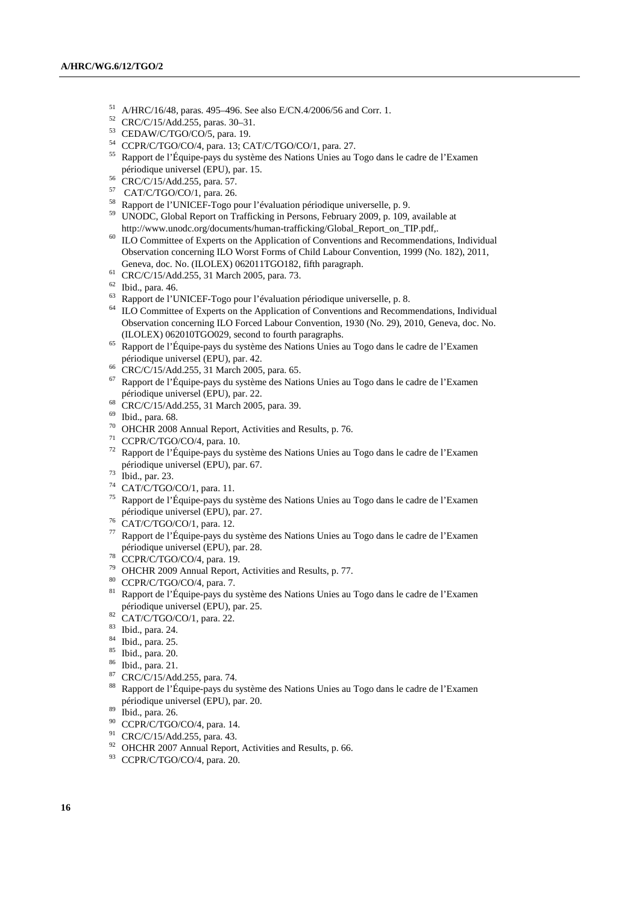[51] A/HRC/16/48, paras. 495–496. See also E/CN.4/2006/56 and Corr. 1.

[52] CRC/C/15/Add.255, paras. 30–31.

[53] CEDAW/C/TGO/CO/5, para. 19.

[54] CCPR/C/TGO/CO/4, para. 13; CAT/C/TGO/CO/1, para. 27.

[55] Rapport de l'Équipe-pays du système des Nations Unies au Togo dans le cadre de l'Examen périodique universel (EPU), par. 15.

[56] CRC/C/15/Add.255, para. 57.

[57] CAT/C/TGO/CO/1, para. 26.

[58] Rapport de l'UNICEF-Togo pour l'évaluation périodique universelle, p. 9.

[59] UNODC, Global Report on Trafficking in Persons, February 2009, p. 109, available at http://www.unodc.org/documents/human-trafficking/Global_Report_on_TIP.pdf,.

[60] ILO Committee of Experts on the Application of Conventions and Recommendations, Individual Observation concerning ILO Worst Forms of Child Labour Convention, 1999 (No. 182), 2011, Geneva, doc. No. (ILOLEX) 062011TGO182, fifth paragraph.

[61] CRC/C/15/Add.255, 31 March 2005, para. 73.

[62] Ibid., para. 46.

[63] Rapport de l'UNICEF-Togo pour l'évaluation périodique universelle, p. 8.

[64] ILO Committee of Experts on the Application of Conventions and Recommendations, Individual Observation concerning ILO Forced Labour Convention, 1930 (No. 29), 2010, Geneva, doc. No. (ILOLEX) 062010TGO029, second to fourth paragraphs.

[65] Rapport de l'Équipe-pays du système des Nations Unies au Togo dans le cadre de l'Examen périodique universel (EPU), par. 42.

[66] CRC/C/15/Add.255, 31 March 2005, para. 65.

[67] Rapport de l'Équipe-pays du système des Nations Unies au Togo dans le cadre de l'Examen périodique universel (EPU), par. 22.

[68] CRC/C/15/Add.255, 31 March 2005, para. 39.

[69] Ibid., para. 68.

[70] OHCHR 2008 Annual Report, Activities and Results, p. 76.

[71] CCPR/C/TGO/CO/4, para. 10.

[72] Rapport de l'Équipe-pays du système des Nations Unies au Togo dans le cadre de l'Examen périodique universel (EPU), par. 67.

[73] Ibid., par. 23.

[74] CAT/C/TGO/CO/1, para. 11.

[75] Rapport de l'Équipe-pays du système des Nations Unies au Togo dans le cadre de l'Examen périodique universel (EPU), par. 27.

[76] CAT/C/TGO/CO/1, para. 12.

[77] Rapport de l'Équipe-pays du système des Nations Unies au Togo dans le cadre de l'Examen périodique universel (EPU), par. 28.

[78] CCPR/C/TGO/CO/4, para. 19.

[79] OHCHR 2009 Annual Report, Activities and Results, p. 77.

[80] CCPR/C/TGO/CO/4, para. 7.

[81] Rapport de l'Équipe-pays du système des Nations Unies au Togo dans le cadre de l'Examen périodique universel (EPU), par. 25.

[82] CAT/C/TGO/CO/1, para. 22.

[83] Ibid., para. 24.

[84] Ibid., para. 25.

[85] Ibid., para. 20.

[86] Ibid., para. 21.

[87] CRC/C/15/Add.255, para. 74.

[88] Rapport de l'Équipe-pays du système des Nations Unies au Togo dans le cadre de l'Examen périodique universel (EPU), par. 20.

[89] Ibid., para. 26.

[90] CCPR/C/TGO/CO/4, para. 14.

[91] CRC/C/15/Add.255, para. 43.

[92] OHCHR 2007 Annual Report, Activities and Results, p. 66.

[93] CCPR/C/TGO/CO/4, para. 20.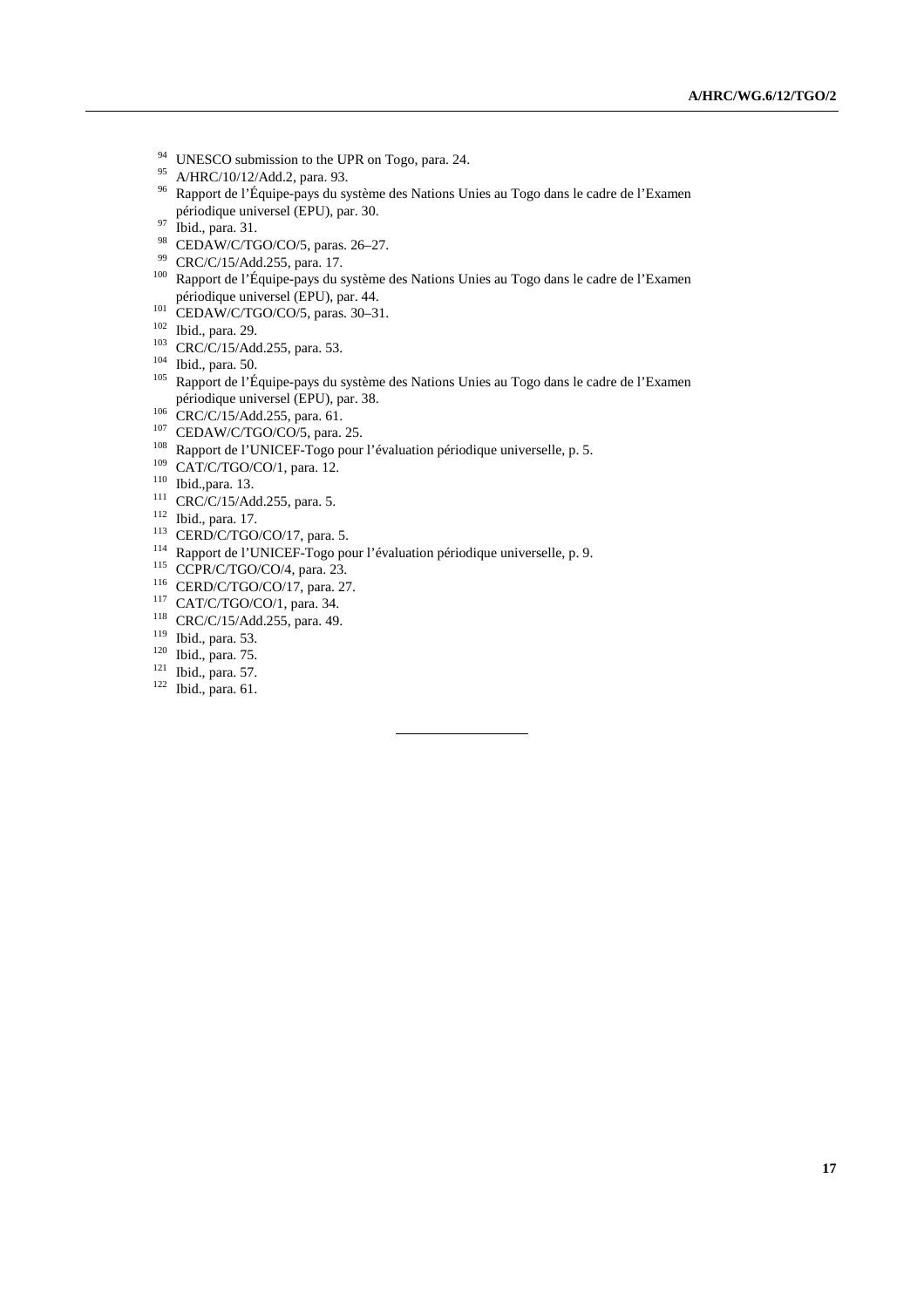[94] UNESCO submission to the UPR on Togo, para. 24.

[95] A/HRC/10/12/Add.2, para. 93.

[96] Rapport de l'Équipe-pays du système des Nations Unies au Togo dans le cadre de l'Examen périodique universel (EPU), par. 30.

[97] Ibid., para. 31.

[98] CEDAW/C/TGO/CO/5, paras. 26–27.

[99] CRC/C/15/Add.255, para. 17.

[100] Rapport de l'Équipe-pays du système des Nations Unies au Togo dans le cadre de l'Examen périodique universel (EPU), par. 44.

[101] CEDAW/C/TGO/CO/5, paras. 30–31.

[102] Ibid., para. 29.

[103] CRC/C/15/Add.255, para. 53.

[104] Ibid., para. 50.

[105] Rapport de l'Équipe-pays du système des Nations Unies au Togo dans le cadre de l'Examen périodique universel (EPU), par. 38.

[106] CRC/C/15/Add.255, para. 61.

[107] CEDAW/C/TGO/CO/5, para. 25.

[108] Rapport de l'UNICEF-Togo pour l'évaluation périodique universelle, p. 5.

[109] CAT/C/TGO/CO/1, para. 12.

[110] Ibid.,para. 13.

[111] CRC/C/15/Add.255, para. 5.

[112] Ibid., para. 17.

[113] CERD/C/TGO/CO/17, para. 5.

[114] Rapport de l'UNICEF-Togo pour l'évaluation périodique universelle, p. 9.

[115] CCPR/C/TGO/CO/4, para. 23.

[116] CERD/C/TGO/CO/17, para. 27.

[117] CAT/C/TGO/CO/1, para. 34.

[118] CRC/C/15/Add.255, para. 49.

[119] Ibid., para. 53.

[120] Ibid., para. 75.

[121] Ibid., para. 57.

[122] Ibid., para. 61.